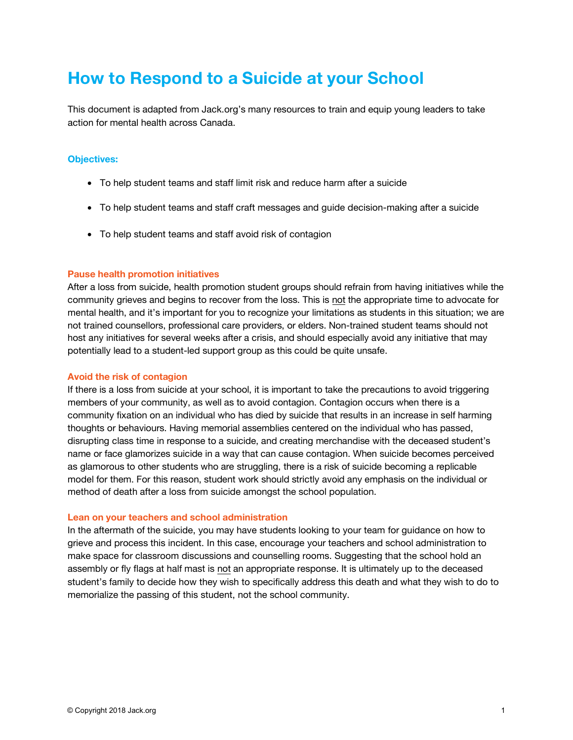# How to Respond to a Suicide at your School

This document is adapted from Jack.org's many resources to train and equip young leaders to take action for mental health across Canada.

### Objectives:

- To help student teams and staff limit risk and reduce harm after a suicide
- To help student teams and staff craft messages and guide decision-making after a suicide
- To help student teams and staff avoid risk of contagion

#### Pause health promotion initiatives

After a loss from suicide, health promotion student groups should refrain from having initiatives while the community grieves and begins to recover from the loss. This is <u>not</u> the appropriate time to advocate for mental health, and it's important for you to recognize your limitations as students in this situation; we are not trained counsellors, professional care providers, or elders. Non-trained student teams should not host any initiatives for several weeks after a crisis, and should especially avoid any initiative that may potentially lead to a student-led support group as this could be quite unsafe.

#### Avoid the risk of contagion

If there is a loss from suicide at your school, it is important to take the precautions to avoid triggering members of your community, as well as to avoid contagion. Contagion occurs when there is a community fixation on an individual who has died by suicide that results in an increase in self harming thoughts or behaviours. Having memorial assemblies centered on the individual who has passed, disrupting class time in response to a suicide, and creating merchandise with the deceased student's name or face glamorizes suicide in a way that can cause contagion. When suicide becomes perceived as glamorous to other students who are struggling, there is a risk of suicide becoming a replicable model for them. For this reason, student work should strictly avoid any emphasis on the individual or method of death after a loss from suicide amongst the school population.

#### Lean on your teachers and school administration

In the aftermath of the suicide, you may have students looking to your team for guidance on how to grieve and process this incident. In this case, encourage your teachers and school administration to make space for classroom discussions and counselling rooms. Suggesting that the school hold an assembly or fly flags at half mast is <u>not</u> an appropriate response. It is ultimately up to the deceased student's family to decide how they wish to specifically address this death and what they wish to do to memorialize the passing of this student, not the school community.

© Copyright 2018 Jack.org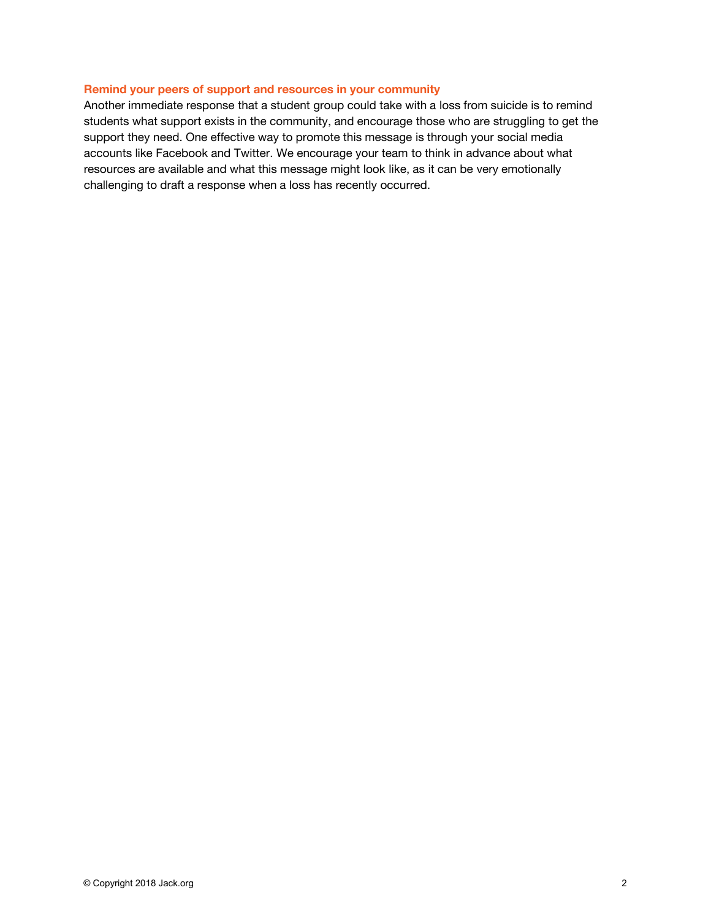### Remind your peers of support and resources in your community

Another immediate response that a student group could take with a loss from suicide is to remind students what support exists in the community, and encourage those who are struggling to get the support they need. One effective way to promote this message is through your social media accounts like Facebook and Twitter. We encourage your team to think in advance about what resources are available and what this message might look like, as it can be very emotionally challenging to draft a response when a loss has recently occurred.